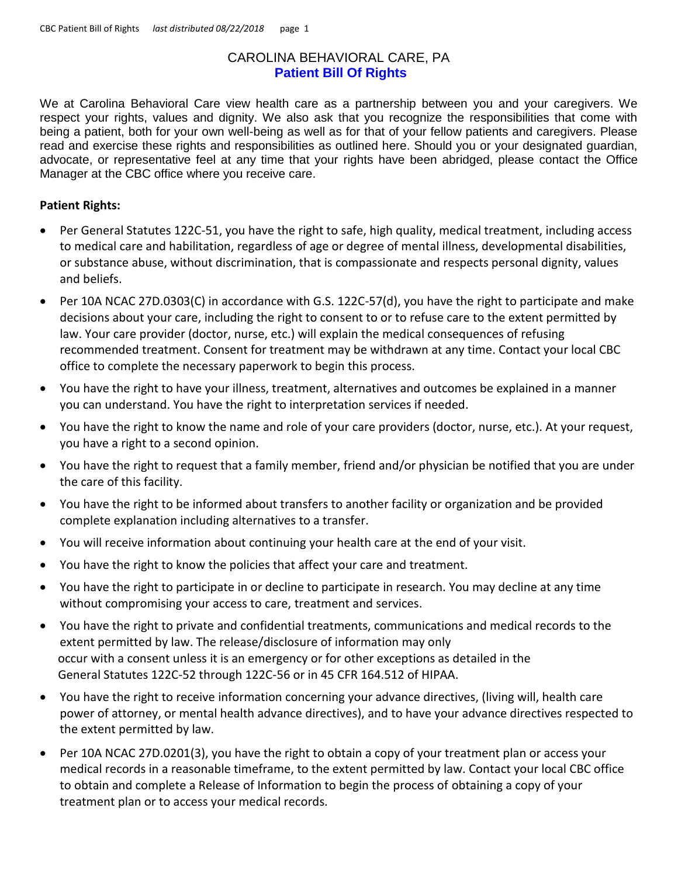# CAROLINA BEHAVIORAL CARE, PA

## Patient Bill Of Rights

We at Carolina Behavioral Care view health care as a partnership between you and your caregivers. We respect your rights, values and dignity. We also ask that you recognize the responsibilities that come with being a patient, both for your own well-being as well as for that of your fellow patients and caregivers. Please read and exercise these rights and responsibilities as outlined here. Should you or your designated guardian, advocate, or representative feel at any time that your rights have been abridged, please contact the Office Manager at the CBC office where you receive care.

**Patient Rights:**

- Per General Statutes 122C-51, you have the right to safe, high quality, medical treatment, including access to medical care and habilitation, regardless of age or degree of mental illness, developmental disabilities, or substance abuse, without discrimination, that is compassionate and respects personal dignity, values and beliefs.
- Per 10A NCAC 27D.0303(C) in accordance with G.S. 122C-57(d), you have the right to participate and make decisions about your care, including the right to consent to or to refuse care to the extent permitted by law. Your care provider (doctor, nurse, etc.) will explain the medical consequences of refusing recommended treatment. Consent for treatment may be withdrawn at any time. Contact your local CBC office to complete the necessary paperwork to begin this process.
- You have the right to have your illness, treatment, alternatives and outcomes be explained in a manner you can understand. You have the right to interpretation services if needed.
- You have the right to know the name and role of your care providers (doctor, nurse, etc.). At your request, you have a right to a second opinion.
- You have the right to request that a family member, friend and/or physician be notified that you are under the care of this facility.
- You have the right to be informed about transfers to another facility or organization and be provided complete explanation including alternatives to a transfer.
- You will receive information about continuing your health care at the end of your visit.
- You have the right to know the policies that affect your care and treatment.
- You have the right to participate in or decline to participate in research. You may decline at any time without compromising your access to care, treatment and services.
- You have the right to private and confidential treatments, communications and medical records to the extent permitted by law. The release/disclosure of information may only occur with a consent unless it is an emergency or for other exceptions as detailed in the General Statutes 122C-52 through 122C-56 or in 45 CFR 164.512 of HIPAA.
- You have the right to receive information concerning your advance directives, (living will, health care power of attorney, or mental health advance directives), and to have your advance directives respected to the extent permitted by law.
- Per 10A NCAC 27D.0201(3), you have the right to obtain a copy of your treatment plan or access your medical records in a reasonable timeframe, to the extent permitted by law. Contact your local CBC office to obtain and complete a Release of Information to begin the process of obtaining a copy of your treatment plan or to access your medical records.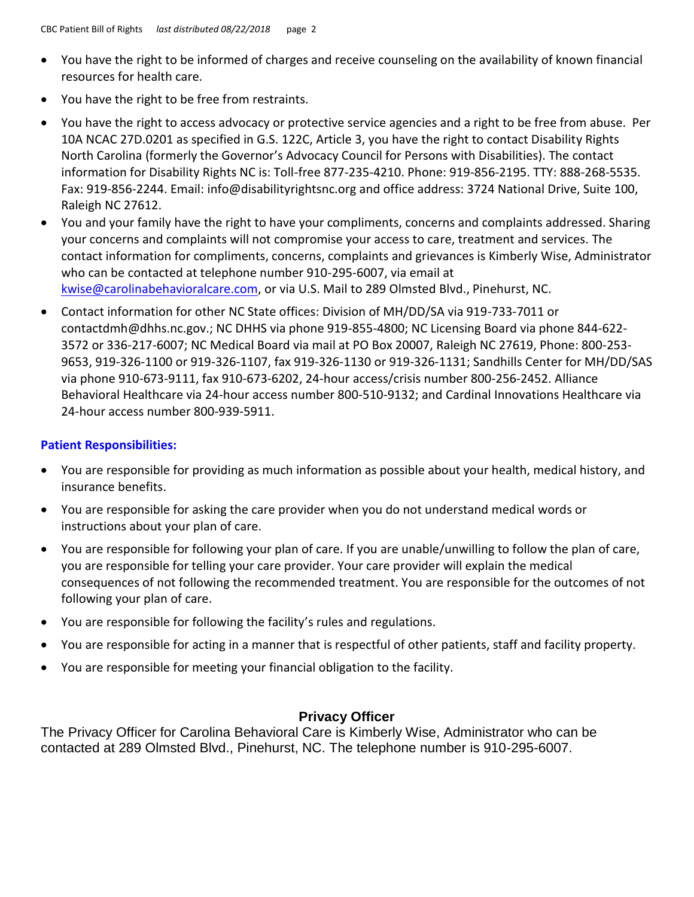- You have the right to be informed of charges and receive counseling on the availability of known financial resources for health care.
- You have the right to be free from restraints.
- You have the right to access advocacy or protective service agencies and a right to be free from abuse. Per 10A NCAC 27D.0201 as specified in G.S. 122C, Article 3, you have the right to contact Disability Rights North Carolina (formerly the Governor's Advocacy Council for Persons with Disabilities). The contact information for Disability Rights NC is: Toll-free 877-235-4210. Phone: 919-856-2195. TTY: 888-268-5535. Fax: 919-856-2244. Email: info@disabilityrightsnc.org and office address: 3724 National Drive, Suite 100, Raleigh NC 27612.
- You and your family have the right to have your compliments, concerns and complaints addressed. Sharing your concerns and complaints will not compromise your access to care, treatment and services. The contact information for compliments, concerns, complaints and grievances is Kimberly Wise, Administrator who can be contacted at telephone number 910-295-6007, via email at kwise@carolinabehavioralcare.com, or via U.S. Mail to 289 Olmsted Blvd., Pinehurst, NC.
- Contact information for other NC State offices: Division of MH/DD/SA via 919-733-7011 or contactdmh@dhhs.nc.gov.; NC DHHS via phone 919-855-4800; NC Licensing Board via phone 844-622-3572 or 336-217-6007; NC Medical Board via mail at PO Box 20007, Raleigh NC 27619, Phone: 800-253-9653, 919-326-1100 or 919-326-1107, fax 919-326-1130 or 919-326-1131; Sandhills Center for MH/DD/SAS via phone 910-673-9111, fax 910-673-6202, 24-hour access/crisis number 800-256-2452. Alliance Behavioral Healthcare via 24-hour access number 800-510-9132; and Cardinal Innovations Healthcare via 24-hour access number 800-939-5911.

**Patient Responsibilities:**

- You are responsible for providing as much information as possible about your health, medical history, and insurance benefits.
- You are responsible for asking the care provider when you do not understand medical words or instructions about your plan of care.
- You are responsible for following your plan of care. If you are unable/unwilling to follow the plan of care, you are responsible for telling your care provider. Your care provider will explain the medical consequences of not following the recommended treatment. You are responsible for the outcomes of not following your plan of care.
- You are responsible for following the facility's rules and regulations.
- You are responsible for acting in a manner that is respectful of other patients, staff and facility property.
- You are responsible for meeting your financial obligation to the facility.

## Privacy Officer

The Privacy Officer for Carolina Behavioral Care is Kimberly Wise, Administrator who can be contacted at 289 Olmsted Blvd., Pinehurst, NC. The telephone number is 910-295-6007.